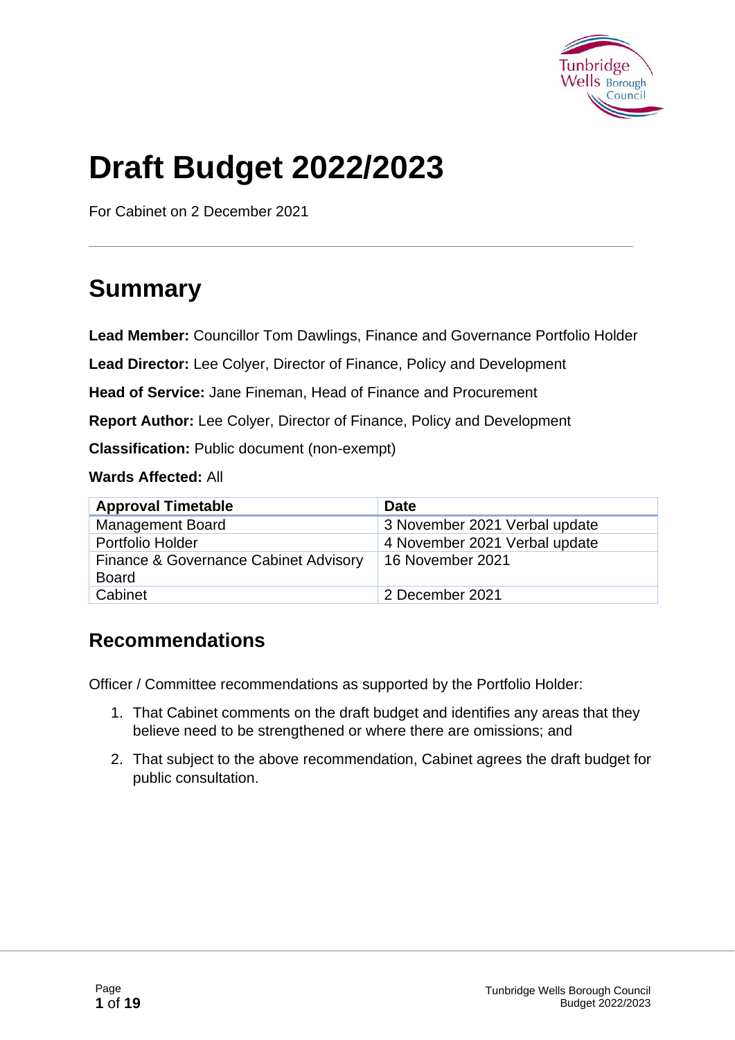# Draft Budget 2022/2023

For Cabinet on 2 December 2021

## Summary

**Lead Member:** Councillor Tom Dawlings, Finance and Governance Portfolio Holder

**Lead Director:** Lee Colyer, Director of Finance, Policy and Development

**Head of Service:** Jane Fineman, Head of Finance and Procurement

**Report Author:** Lee Colyer, Director of Finance, Policy and Development

**Classification:** Public document (non-exempt)

**Wards Affected:** All

| Approval Timetable | Date |
|---|---|
| Management Board | 3 November 2021 Verbal update |
| Portfolio Holder | 4 November 2021 Verbal update |
| Finance & Governance Cabinet Advisory Board | 16 November 2021 |
| Cabinet | 2 December 2021 |

### Recommendations

Officer / Committee recommendations as supported by the Portfolio Holder:

1. That Cabinet comments on the draft budget and identifies any areas that they believe need to be strengthened or where there are omissions; and
2. That subject to the above recommendation, Cabinet agrees the draft budget for public consultation.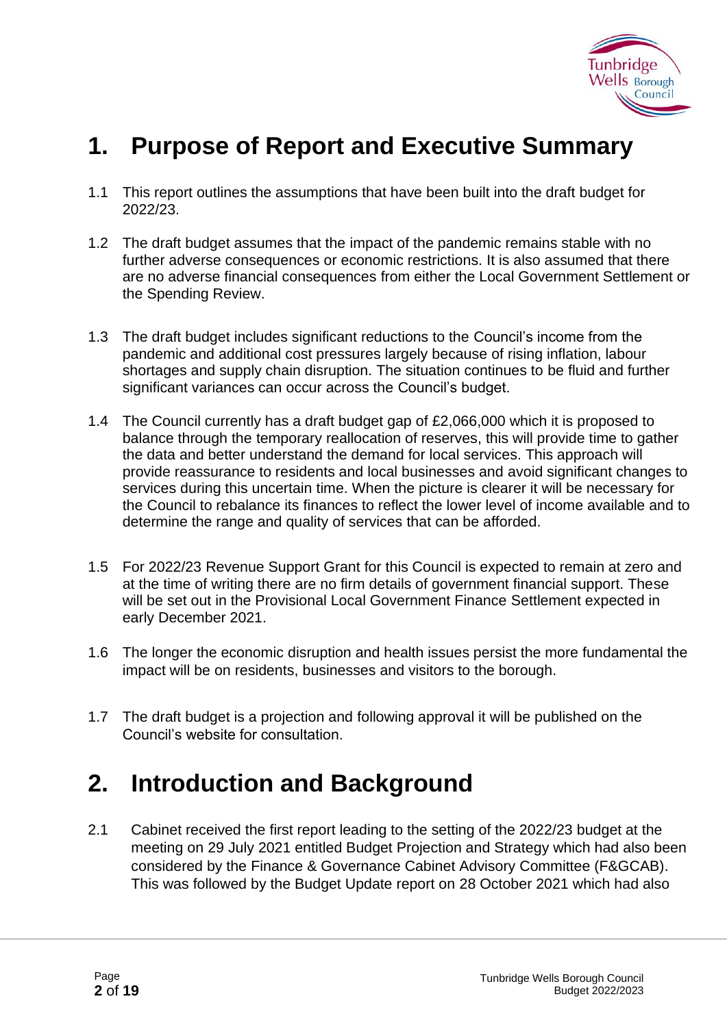# 1. Purpose of Report and Executive Summary

1.1 This report outlines the assumptions that have been built into the draft budget for 2022/23.

1.2 The draft budget assumes that the impact of the pandemic remains stable with no further adverse consequences or economic restrictions. It is also assumed that there are no adverse financial consequences from either the Local Government Settlement or the Spending Review.

1.3 The draft budget includes significant reductions to the Council's income from the pandemic and additional cost pressures largely because of rising inflation, labour shortages and supply chain disruption. The situation continues to be fluid and further significant variances can occur across the Council's budget.

1.4 The Council currently has a draft budget gap of £2,066,000 which it is proposed to balance through the temporary reallocation of reserves, this will provide time to gather the data and better understand the demand for local services. This approach will provide reassurance to residents and local businesses and avoid significant changes to services during this uncertain time. When the picture is clearer it will be necessary for the Council to rebalance its finances to reflect the lower level of income available and to determine the range and quality of services that can be afforded.

1.5 For 2022/23 Revenue Support Grant for this Council is expected to remain at zero and at the time of writing there are no firm details of government financial support. These will be set out in the Provisional Local Government Finance Settlement expected in early December 2021.

1.6 The longer the economic disruption and health issues persist the more fundamental the impact will be on residents, businesses and visitors to the borough.

1.7 The draft budget is a projection and following approval it will be published on the Council's website for consultation.

# 2. Introduction and Background

2.1 Cabinet received the first report leading to the setting of the 2022/23 budget at the meeting on 29 July 2021 entitled Budget Projection and Strategy which had also been considered by the Finance & Governance Cabinet Advisory Committee (F&GCAB). This was followed by the Budget Update report on 28 October 2021 which had also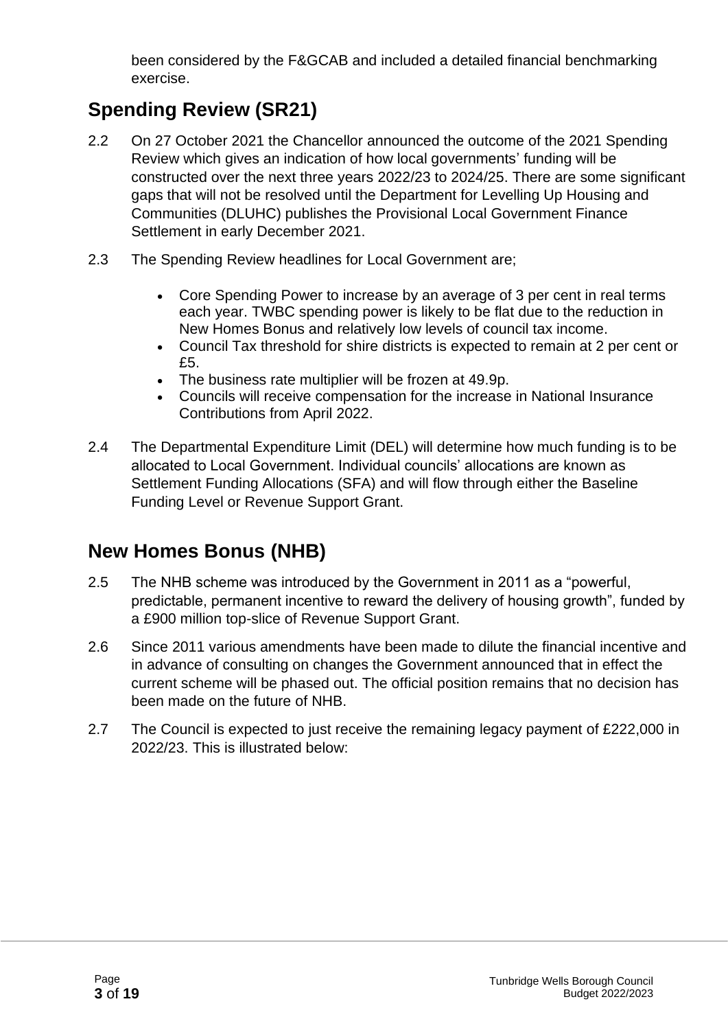been considered by the F&GCAB and included a detailed financial benchmarking exercise.

## Spending Review (SR21)

2.2 On 27 October 2021 the Chancellor announced the outcome of the 2021 Spending Review which gives an indication of how local governments' funding will be constructed over the next three years 2022/23 to 2024/25. There are some significant gaps that will not be resolved until the Department for Levelling Up Housing and Communities (DLUHC) publishes the Provisional Local Government Finance Settlement in early December 2021.

2.3 The Spending Review headlines for Local Government are;

- Core Spending Power to increase by an average of 3 per cent in real terms each year. TWBC spending power is likely to be flat due to the reduction in New Homes Bonus and relatively low levels of council tax income.
- Council Tax threshold for shire districts is expected to remain at 2 per cent or £5.
- The business rate multiplier will be frozen at 49.9p.
- Councils will receive compensation for the increase in National Insurance Contributions from April 2022.

2.4 The Departmental Expenditure Limit (DEL) will determine how much funding is to be allocated to Local Government. Individual councils' allocations are known as Settlement Funding Allocations (SFA) and will flow through either the Baseline Funding Level or Revenue Support Grant.

## New Homes Bonus (NHB)

2.5 The NHB scheme was introduced by the Government in 2011 as a "powerful, predictable, permanent incentive to reward the delivery of housing growth", funded by a £900 million top-slice of Revenue Support Grant.

2.6 Since 2011 various amendments have been made to dilute the financial incentive and in advance of consulting on changes the Government announced that in effect the current scheme will be phased out. The official position remains that no decision has been made on the future of NHB.

2.7 The Council is expected to just receive the remaining legacy payment of £222,000 in 2022/23. This is illustrated below: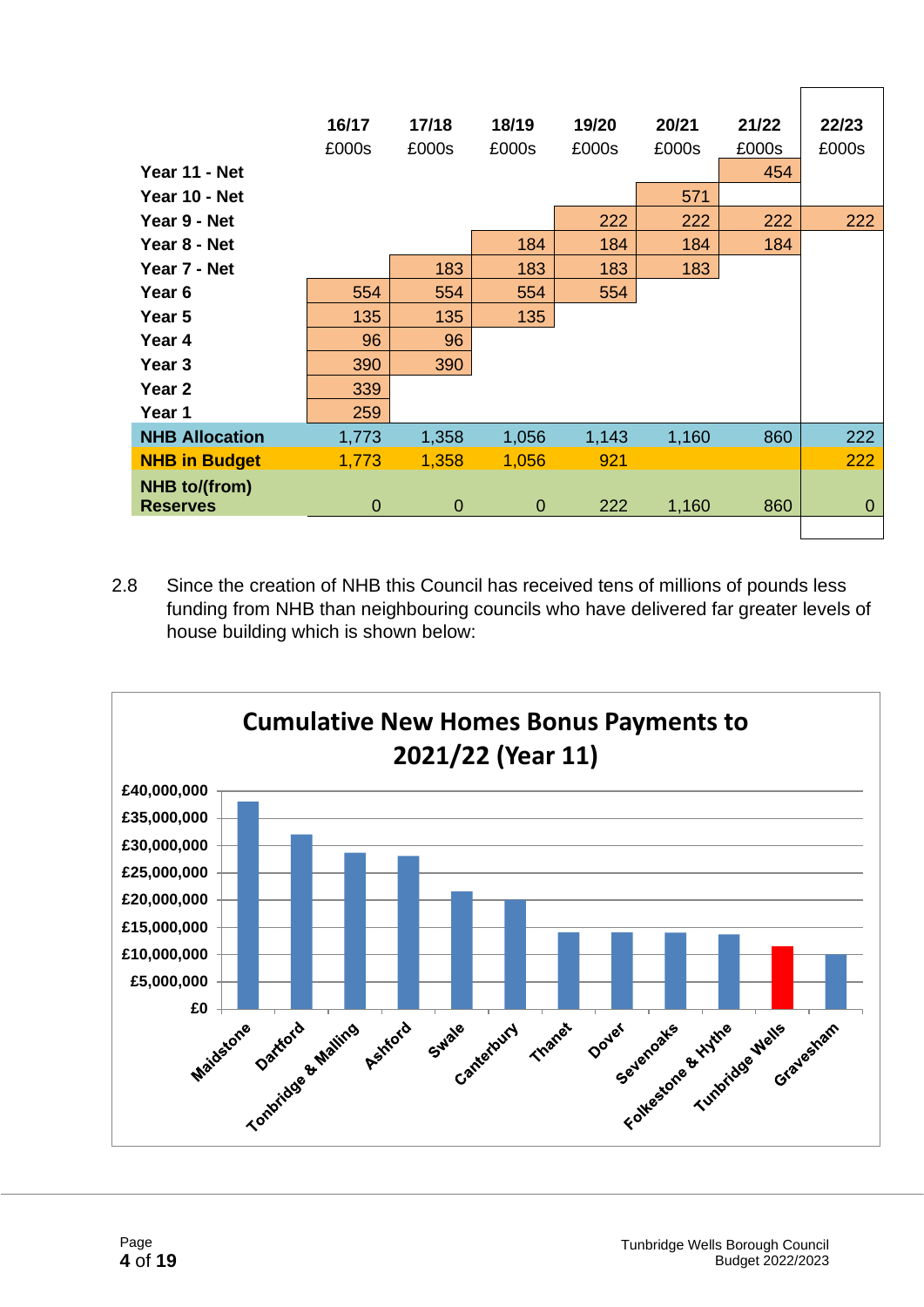| | 16/17 £000s | 17/18 £000s | 18/19 £000s | 19/20 £000s | 20/21 £000s | 21/22 £000s | 22/23 £000s |
|---|---|---|---|---|---|---|---|
| **Year 11 - Net** | | | | | | 454 | |
| **Year 10 - Net** | | | | | 571 | | |
| **Year 9 - Net** | | | | 222 | 222 | 222 | 222 |
| **Year 8 - Net** | | | 184 | 184 | 184 | 184 | |
| **Year 7 - Net** | | 183 | 183 | 183 | 183 | | |
| **Year 6** | 554 | 554 | 554 | 554 | | | |
| **Year 5** | 135 | 135 | 135 | | | | |
| **Year 4** | 96 | 96 | | | | | |
| **Year 3** | 390 | 390 | | | | | |
| **Year 2** | 339 | | | | | | |
| **Year 1** | 259 | | | | | | |
| **NHB Allocation** | 1,773 | 1,358 | 1,056 | 1,143 | 1,160 | 860 | 222 |
| **NHB in Budget** | 1,773 | 1,358 | 1,056 | 921 | | | 222 |
| **NHB to/(from) Reserves** | 0 | 0 | 0 | 222 | 1,160 | 860 | 0 |

2.8 Since the creation of NHB this Council has received tens of millions of pounds less funding from NHB than neighbouring councils who have delivered far greater levels of house building which is shown below:

**Cumulative New Homes Bonus Payments to 2021/22 (Year 11)**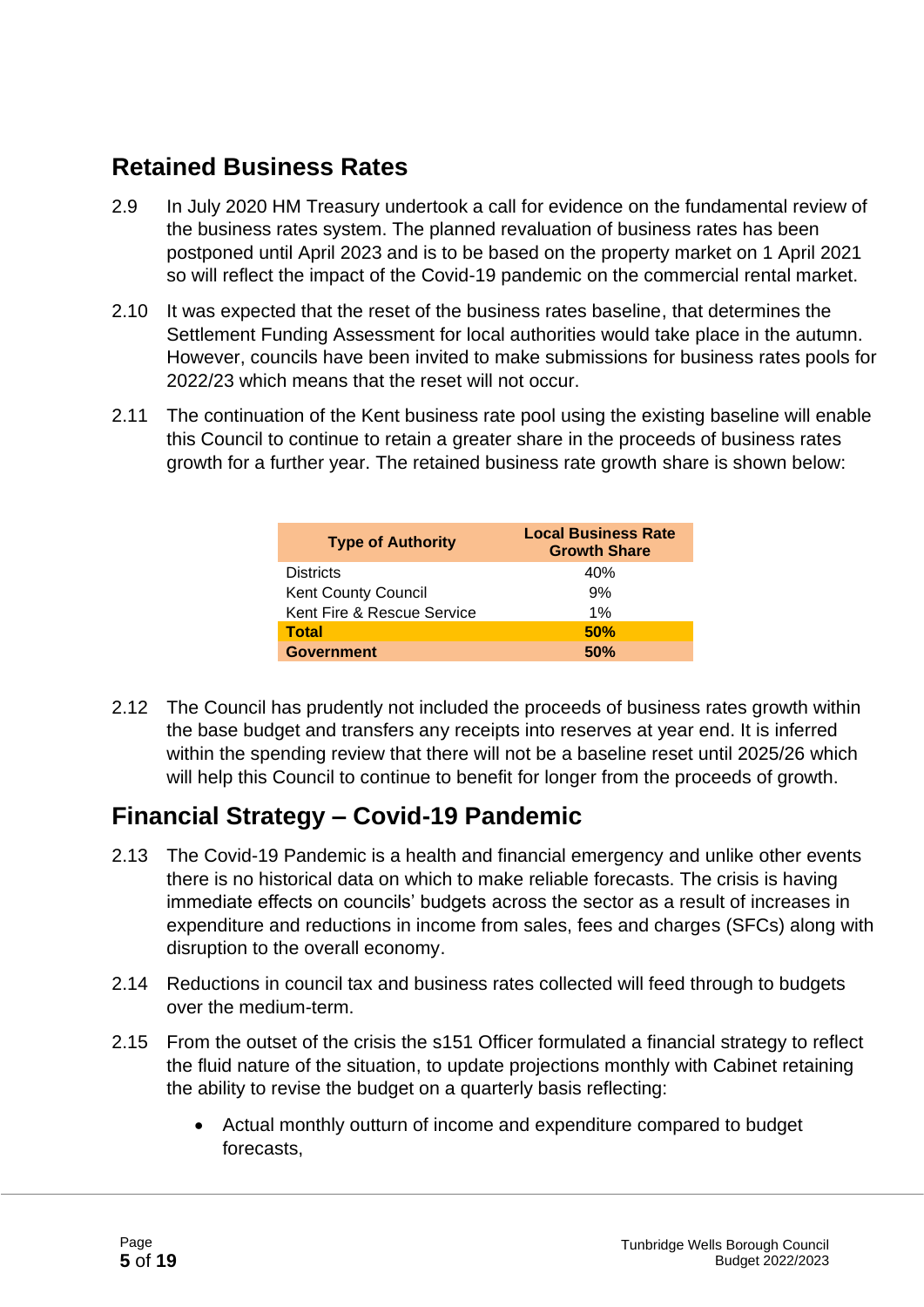## Retained Business Rates

2.9 In July 2020 HM Treasury undertook a call for evidence on the fundamental review of the business rates system. The planned revaluation of business rates has been postponed until April 2023 and is to be based on the property market on 1 April 2021 so will reflect the impact of the Covid-19 pandemic on the commercial rental market.

2.10 It was expected that the reset of the business rates baseline, that determines the Settlement Funding Assessment for local authorities would take place in the autumn. However, councils have been invited to make submissions for business rates pools for 2022/23 which means that the reset will not occur.

2.11 The continuation of the Kent business rate pool using the existing baseline will enable this Council to continue to retain a greater share in the proceeds of business rates growth for a further year. The retained business rate growth share is shown below:

| Type of Authority | Local Business Rate Growth Share |
|---|---|
| Districts | 40% |
| Kent County Council | 9% |
| Kent Fire & Rescue Service | 1% |
| **Total** | **50%** |
| **Government** | **50%** |

2.12 The Council has prudently not included the proceeds of business rates growth within the base budget and transfers any receipts into reserves at year end. It is inferred within the spending review that there will not be a baseline reset until 2025/26 which will help this Council to continue to benefit for longer from the proceeds of growth.

## Financial Strategy – Covid-19 Pandemic

2.13 The Covid-19 Pandemic is a health and financial emergency and unlike other events there is no historical data on which to make reliable forecasts. The crisis is having immediate effects on councils' budgets across the sector as a result of increases in expenditure and reductions in income from sales, fees and charges (SFCs) along with disruption to the overall economy.

2.14 Reductions in council tax and business rates collected will feed through to budgets over the medium-term.

2.15 From the outset of the crisis the s151 Officer formulated a financial strategy to reflect the fluid nature of the situation, to update projections monthly with Cabinet retaining the ability to revise the budget on a quarterly basis reflecting:

- Actual monthly outturn of income and expenditure compared to budget forecasts,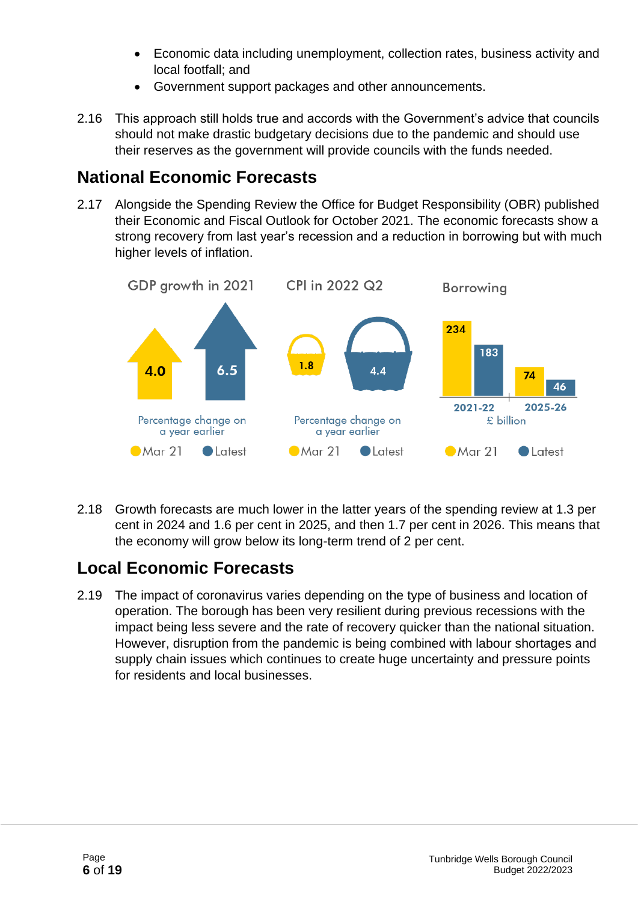- Economic data including unemployment, collection rates, business activity and local footfall; and
- Government support packages and other announcements.

2.16 This approach still holds true and accords with the Government's advice that councils should not make drastic budgetary decisions due to the pandemic and should use their reserves as the government will provide councils with the funds needed.

## National Economic Forecasts

2.17 Alongside the Spending Review the Office for Budget Responsibility (OBR) published their Economic and Fiscal Outlook for October 2021. The economic forecasts show a strong recovery from last year's recession and a reduction in borrowing but with much higher levels of inflation.

| | Mar 21 | Latest |
|---|---|---|
| GDP growth in 2021 (Percentage change on a year earlier) | 4.0 | 6.5 |
| CPI in 2022 Q2 (Percentage change on a year earlier) | 1.8 | 4.4 |
| Borrowing 2021-22 (£ billion) | 234 | 183 |
| Borrowing 2025-26 (£ billion) | 74 | 46 |

2.18 Growth forecasts are much lower in the latter years of the spending review at 1.3 per cent in 2024 and 1.6 per cent in 2025, and then 1.7 per cent in 2026. This means that the economy will grow below its long-term trend of 2 per cent.

## Local Economic Forecasts

2.19 The impact of coronavirus varies depending on the type of business and location of operation. The borough has been very resilient during previous recessions with the impact being less severe and the rate of recovery quicker than the national situation. However, disruption from the pandemic is being combined with labour shortages and supply chain issues which continues to create huge uncertainty and pressure points for residents and local businesses.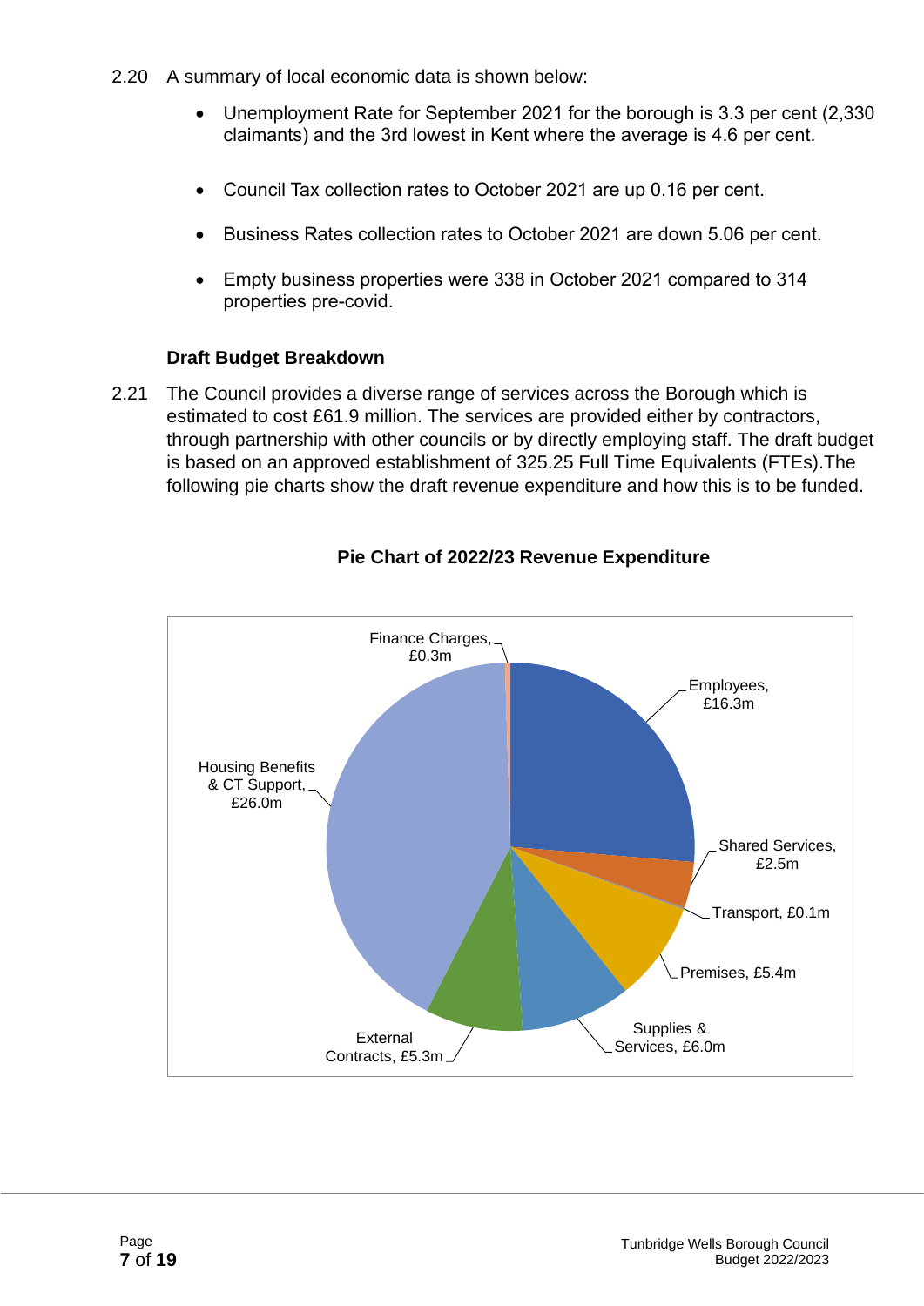2.20 A summary of local economic data is shown below:

- Unemployment Rate for September 2021 for the borough is 3.3 per cent (2,330 claimants) and the 3rd lowest in Kent where the average is 4.6 per cent.
- Council Tax collection rates to October 2021 are up 0.16 per cent.
- Business Rates collection rates to October 2021 are down 5.06 per cent.
- Empty business properties were 338 in October 2021 compared to 314 properties pre-covid.

**Draft Budget Breakdown**

2.21 The Council provides a diverse range of services across the Borough which is estimated to cost £61.9 million. The services are provided either by contractors, through partnership with other councils or by directly employing staff. The draft budget is based on an approved establishment of 325.25 Full Time Equivalents (FTEs).The following pie charts show the draft revenue expenditure and how this is to be funded.

**Pie Chart of 2022/23 Revenue Expenditure**

Finance Charges, £0.3m

Employees, £16.3m

Shared Services, £2.5m

Transport, £0.1m

Premises, £5.4m

Supplies & Services, £6.0m

External Contracts, £5.3m

Housing Benefits & CT Support, £26.0m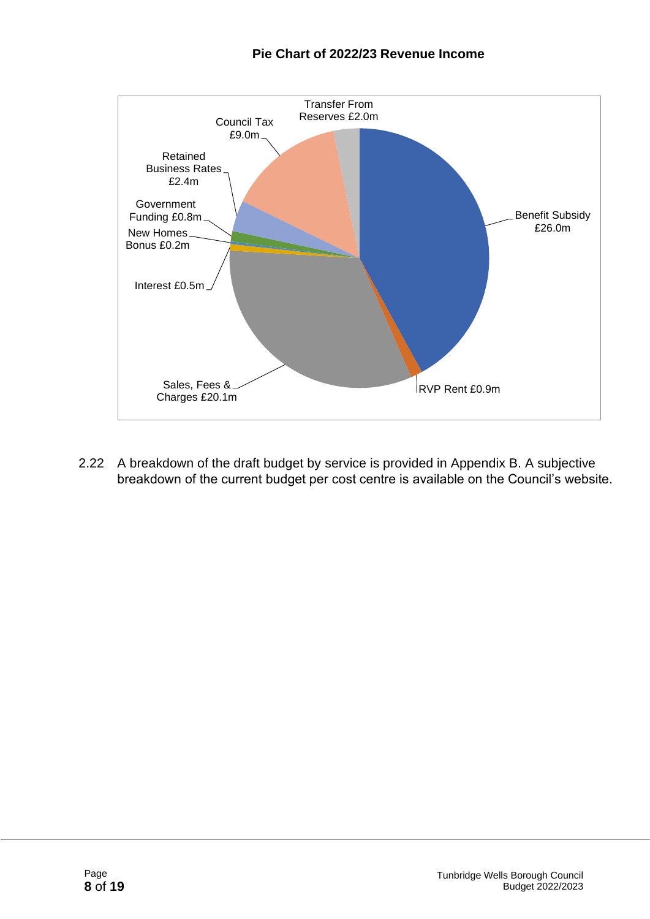**Pie Chart of 2022/23 Revenue Income**

2.22 A breakdown of the draft budget by service is provided in Appendix B. A subjective breakdown of the current budget per cost centre is available on the Council's website.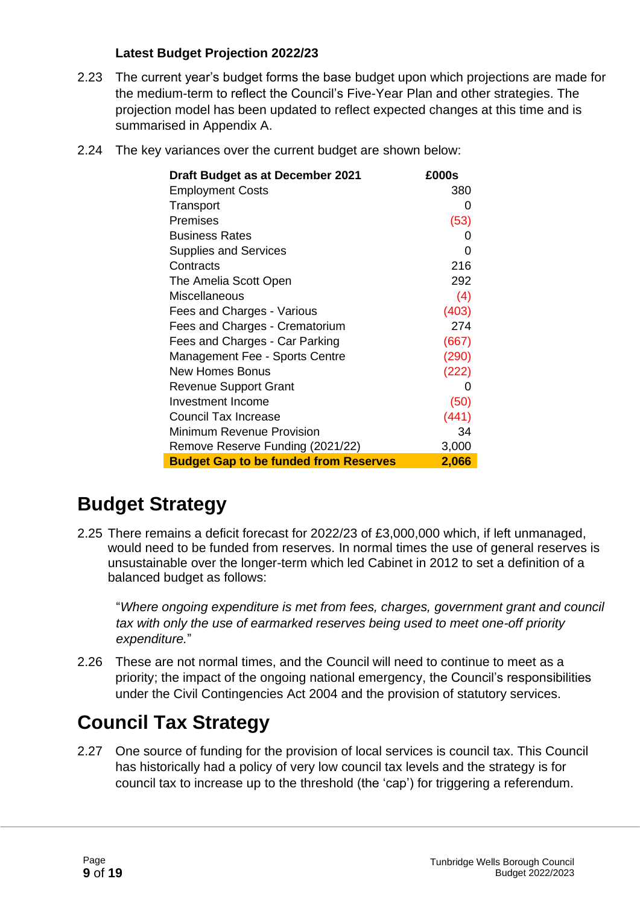**Latest Budget Projection 2022/23**

2.23 The current year's budget forms the base budget upon which projections are made for the medium-term to reflect the Council's Five-Year Plan and other strategies. The projection model has been updated to reflect expected changes at this time and is summarised in Appendix A.

2.24 The key variances over the current budget are shown below:

| Draft Budget as at December 2021 | £000s |
|---|---|
| Employment Costs | 380 |
| Transport | 0 |
| Premises | (53) |
| Business Rates | 0 |
| Supplies and Services | 0 |
| Contracts | 216 |
| The Amelia Scott Open | 292 |
| Miscellaneous | (4) |
| Fees and Charges - Various | (403) |
| Fees and Charges - Crematorium | 274 |
| Fees and Charges - Car Parking | (667) |
| Management Fee - Sports Centre | (290) |
| New Homes Bonus | (222) |
| Revenue Support Grant | 0 |
| Investment Income | (50) |
| Council Tax Increase | (441) |
| Minimum Revenue Provision | 34 |
| Remove Reserve Funding (2021/22) | 3,000 |
| **Budget Gap to be funded from Reserves** | **2,066** |

# Budget Strategy

2.25 There remains a deficit forecast for 2022/23 of £3,000,000 which, if left unmanaged, would need to be funded from reserves. In normal times the use of general reserves is unsustainable over the longer-term which led Cabinet in 2012 to set a definition of a balanced budget as follows:

"*Where ongoing expenditure is met from fees, charges, government grant and council tax with only the use of earmarked reserves being used to meet one-off priority expenditure.*"

2.26 These are not normal times, and the Council will need to continue to meet as a priority; the impact of the ongoing national emergency, the Council's responsibilities under the Civil Contingencies Act 2004 and the provision of statutory services.

# Council Tax Strategy

2.27 One source of funding for the provision of local services is council tax. This Council has historically had a policy of very low council tax levels and the strategy is for council tax to increase up to the threshold (the 'cap') for triggering a referendum.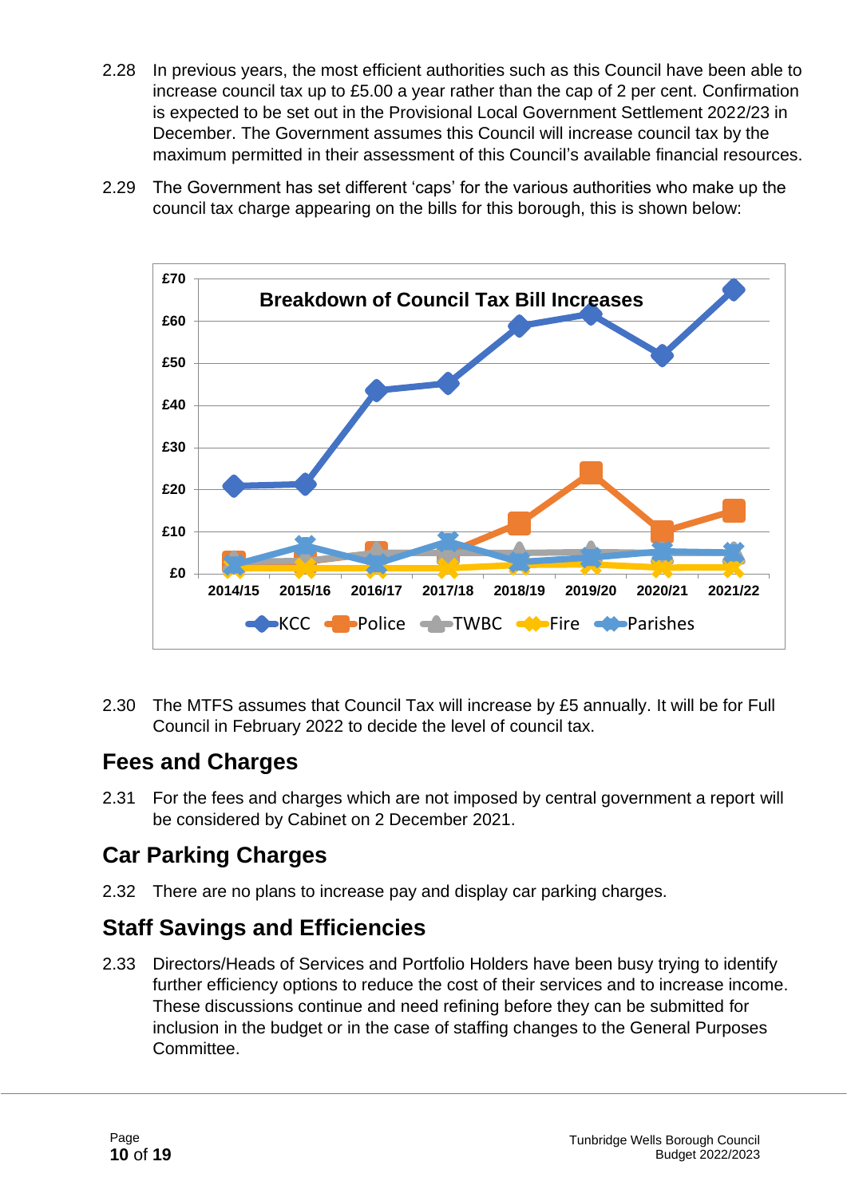2.28 In previous years, the most efficient authorities such as this Council have been able to increase council tax up to £5.00 a year rather than the cap of 2 per cent. Confirmation is expected to be set out in the Provisional Local Government Settlement 2022/23 in December. The Government assumes this Council will increase council tax by the maximum permitted in their assessment of this Council's available financial resources.

2.29 The Government has set different 'caps' for the various authorities who make up the council tax charge appearing on the bills for this borough, this is shown below:

2.30 The MTFS assumes that Council Tax will increase by £5 annually. It will be for Full Council in February 2022 to decide the level of council tax.

## Fees and Charges

2.31 For the fees and charges which are not imposed by central government a report will be considered by Cabinet on 2 December 2021.

## Car Parking Charges

2.32 There are no plans to increase pay and display car parking charges.

## Staff Savings and Efficiencies

2.33 Directors/Heads of Services and Portfolio Holders have been busy trying to identify further efficiency options to reduce the cost of their services and to increase income. These discussions continue and need refining before they can be submitted for inclusion in the budget or in the case of staffing changes to the General Purposes Committee.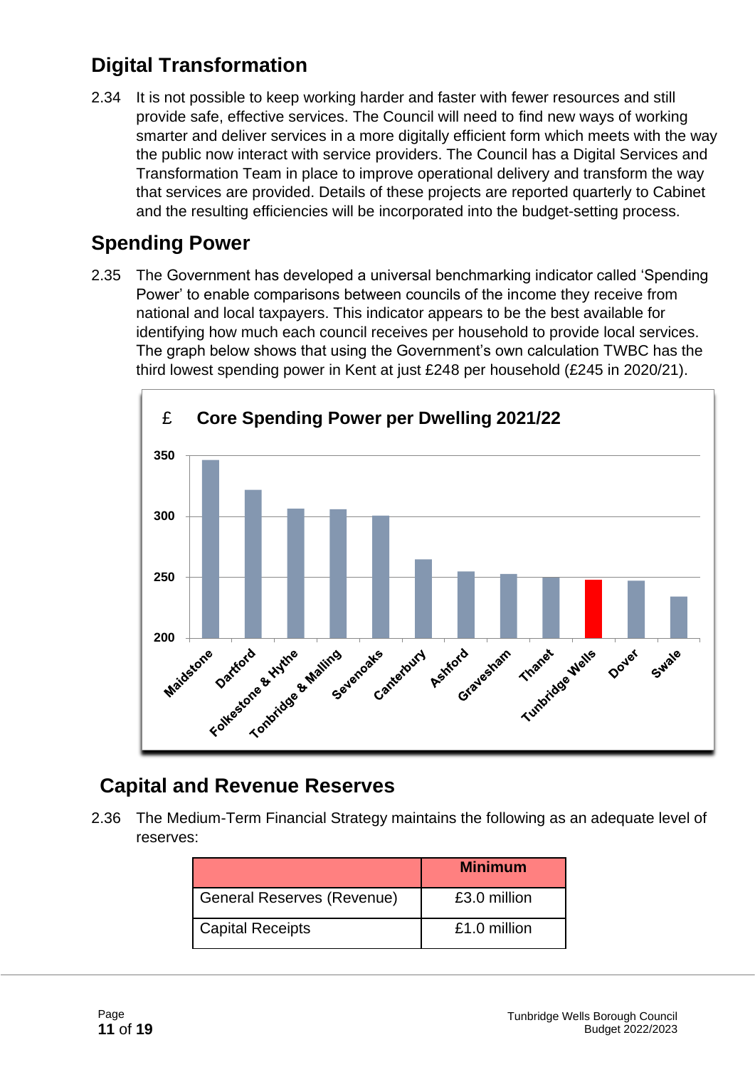## Digital Transformation

2.34 It is not possible to keep working harder and faster with fewer resources and still provide safe, effective services. The Council will need to find new ways of working smarter and deliver services in a more digitally efficient form which meets with the way the public now interact with service providers. The Council has a Digital Services and Transformation Team in place to improve operational delivery and transform the way that services are provided. Details of these projects are reported quarterly to Cabinet and the resulting efficiencies will be incorporated into the budget-setting process.

## Spending Power

2.35 The Government has developed a universal benchmarking indicator called 'Spending Power' to enable comparisons between councils of the income they receive from national and local taxpayers. This indicator appears to be the best available for identifying how much each council receives per household to provide local services. The graph below shows that using the Government's own calculation TWBC has the third lowest spending power in Kent at just £248 per household (£245 in 2020/21).

£ **Core Spending Power per Dwelling 2021/22**

## Capital and Revenue Reserves

2.36 The Medium-Term Financial Strategy maintains the following as an adequate level of reserves:

| | Minimum |
|---|---|
| General Reserves (Revenue) | £3.0 million |
| Capital Receipts | £1.0 million |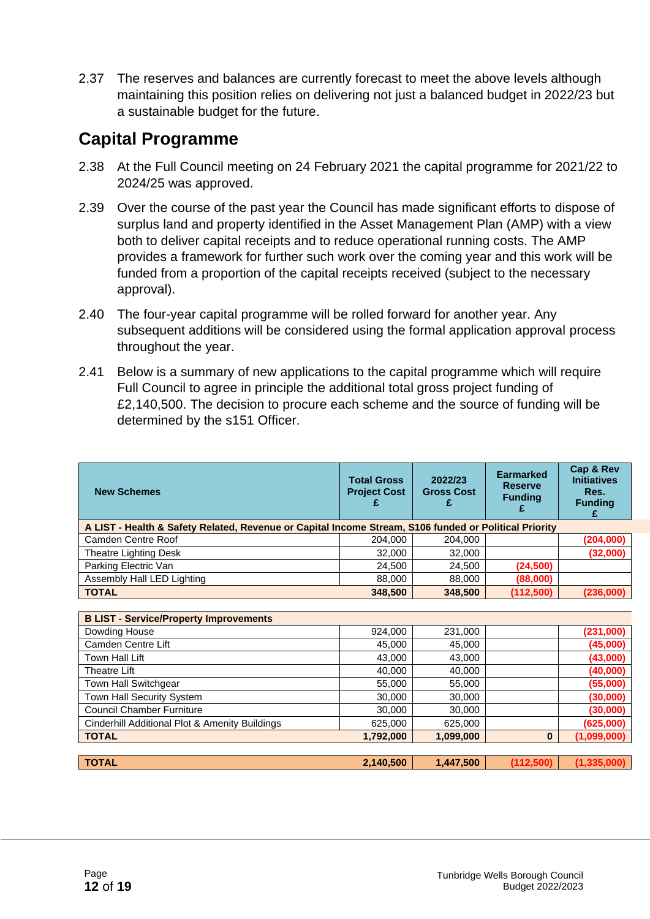2.37 The reserves and balances are currently forecast to meet the above levels although maintaining this position relies on delivering not just a balanced budget in 2022/23 but a sustainable budget for the future.

## Capital Programme

2.38 At the Full Council meeting on 24 February 2021 the capital programme for 2021/22 to 2024/25 was approved.

2.39 Over the course of the past year the Council has made significant efforts to dispose of surplus land and property identified in the Asset Management Plan (AMP) with a view both to deliver capital receipts and to reduce operational running costs. The AMP provides a framework for further such work over the coming year and this work will be funded from a proportion of the capital receipts received (subject to the necessary approval).

2.40 The four-year capital programme will be rolled forward for another year. Any subsequent additions will be considered using the formal application approval process throughout the year.

2.41 Below is a summary of new applications to the capital programme which will require Full Council to agree in principle the additional total gross project funding of £2,140,500. The decision to procure each scheme and the source of funding will be determined by the s151 Officer.

| New Schemes | Total Gross Project Cost £ | 2022/23 Gross Cost £ | Earmarked Reserve Funding £ | Cap & Rev Initiatives Res. Funding £ |
|---|---|---|---|---|
| **A LIST - Health & Safety Related, Revenue or Capital Income Stream, S106 funded or Political Priority** | | | | |
| Camden Centre Roof | 204,000 | 204,000 | | (204,000) |
| Theatre Lighting Desk | 32,000 | 32,000 | | (32,000) |
| Parking Electric Van | 24,500 | 24,500 | (24,500) | |
| Assembly Hall LED Lighting | 88,000 | 88,000 | (88,000) | |
| **TOTAL** | **348,500** | **348,500** | **(112,500)** | **(236,000)** |
| **B LIST - Service/Property Improvements** | | | | |
| Dowding House | 924,000 | 231,000 | | (231,000) |
| Camden Centre Lift | 45,000 | 45,000 | | (45,000) |
| Town Hall Lift | 43,000 | 43,000 | | (43,000) |
| Theatre Lift | 40,000 | 40,000 | | (40,000) |
| Town Hall Switchgear | 55,000 | 55,000 | | (55,000) |
| Town Hall Security System | 30,000 | 30,000 | | (30,000) |
| Council Chamber Furniture | 30,000 | 30,000 | | (30,000) |
| Cinderhill Additional Plot & Amenity Buildings | 625,000 | 625,000 | | (625,000) |
| **TOTAL** | **1,792,000** | **1,099,000** | **0** | **(1,099,000)** |
| **TOTAL** | **2,140,500** | **1,447,500** | **(112,500)** | **(1,335,000)** |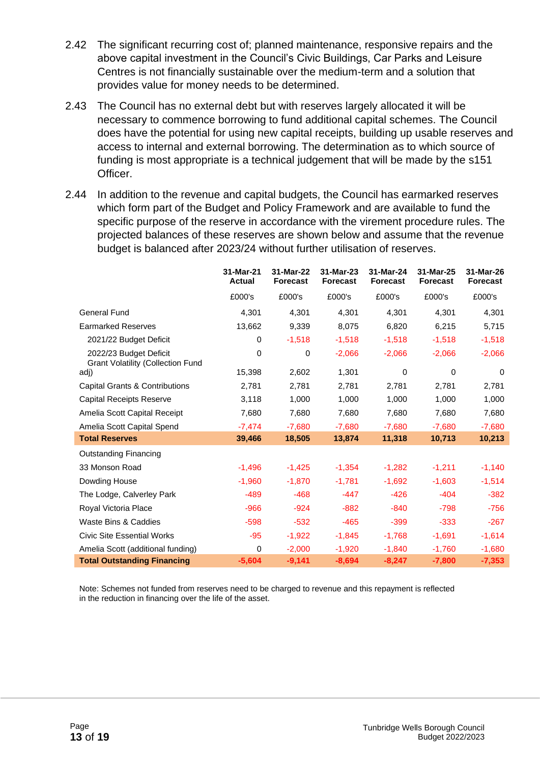2.42 The significant recurring cost of; planned maintenance, responsive repairs and the above capital investment in the Council's Civic Buildings, Car Parks and Leisure Centres is not financially sustainable over the medium-term and a solution that provides value for money needs to be determined.

2.43 The Council has no external debt but with reserves largely allocated it will be necessary to commence borrowing to fund additional capital schemes. The Council does have the potential for using new capital receipts, building up usable reserves and access to internal and external borrowing. The determination as to which source of funding is most appropriate is a technical judgement that will be made by the s151 Officer.

2.44 In addition to the revenue and capital budgets, the Council has earmarked reserves which form part of the Budget and Policy Framework and are available to fund the specific purpose of the reserve in accordance with the virement procedure rules. The projected balances of these reserves are shown below and assume that the revenue budget is balanced after 2023/24 without further utilisation of reserves.

| | 31-Mar-21 Actual | 31-Mar-22 Forecast | 31-Mar-23 Forecast | 31-Mar-24 Forecast | 31-Mar-25 Forecast | 31-Mar-26 Forecast |
|---|---|---|---|---|---|---|
| | £000's | £000's | £000's | £000's | £000's | £000's |
| General Fund | 4,301 | 4,301 | 4,301 | 4,301 | 4,301 | 4,301 |
| Earmarked Reserves | 13,662 | 9,339 | 8,075 | 6,820 | 6,215 | 5,715 |
| 2021/22 Budget Deficit | 0 | -1,518 | -1,518 | -1,518 | -1,518 | -1,518 |
| 2022/23 Budget Deficit | 0 | 0 | -2,066 | -2,066 | -2,066 | -2,066 |
| Grant Volatility (Collection Fund adj) | 15,398 | 2,602 | 1,301 | 0 | 0 | 0 |
| Capital Grants & Contributions | 2,781 | 2,781 | 2,781 | 2,781 | 2,781 | 2,781 |
| Capital Receipts Reserve | 3,118 | 1,000 | 1,000 | 1,000 | 1,000 | 1,000 |
| Amelia Scott Capital Receipt | 7,680 | 7,680 | 7,680 | 7,680 | 7,680 | 7,680 |
| Amelia Scott Capital Spend | -7,474 | -7,680 | -7,680 | -7,680 | -7,680 | -7,680 |
| **Total Reserves** | **39,466** | **18,505** | **13,874** | **11,318** | **10,713** | **10,213** |
| Outstanding Financing | | | | | | |
| 33 Monson Road | -1,496 | -1,425 | -1,354 | -1,282 | -1,211 | -1,140 |
| Dowding House | -1,960 | -1,870 | -1,781 | -1,692 | -1,603 | -1,514 |
| The Lodge, Calverley Park | -489 | -468 | -447 | -426 | -404 | -382 |
| Royal Victoria Place | -966 | -924 | -882 | -840 | -798 | -756 |
| Waste Bins & Caddies | -598 | -532 | -465 | -399 | -333 | -267 |
| Civic Site Essential Works | -95 | -1,922 | -1,845 | -1,768 | -1,691 | -1,614 |
| Amelia Scott (additional funding) | 0 | -2,000 | -1,920 | -1,840 | -1,760 | -1,680 |
| **Total Outstanding Financing** | **-5,604** | **-9,141** | **-8,694** | **-8,247** | **-7,800** | **-7,353** |

Note: Schemes not funded from reserves need to be charged to revenue and this repayment is reflected in the reduction in financing over the life of the asset.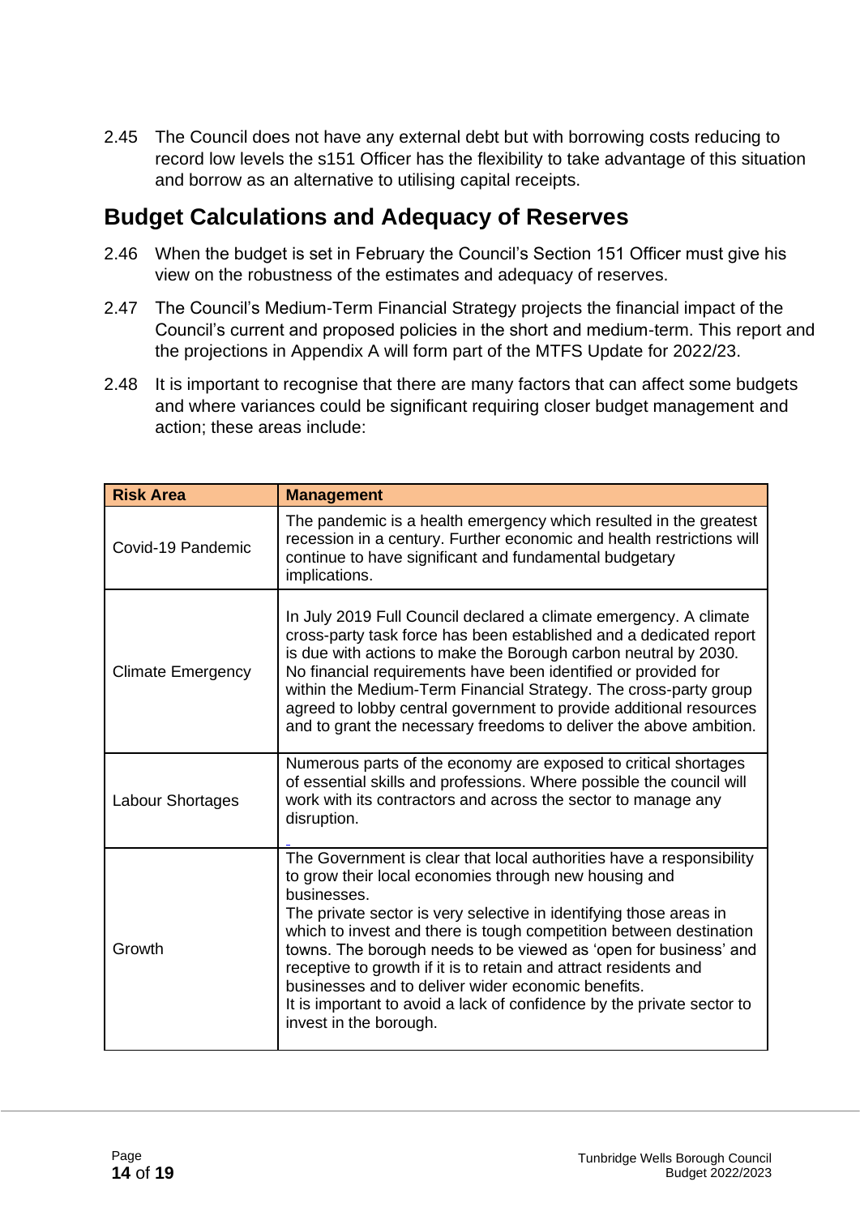2.45 The Council does not have any external debt but with borrowing costs reducing to record low levels the s151 Officer has the flexibility to take advantage of this situation and borrow as an alternative to utilising capital receipts.

## Budget Calculations and Adequacy of Reserves

2.46 When the budget is set in February the Council's Section 151 Officer must give his view on the robustness of the estimates and adequacy of reserves.

2.47 The Council's Medium-Term Financial Strategy projects the financial impact of the Council's current and proposed policies in the short and medium-term. This report and the projections in Appendix A will form part of the MTFS Update for 2022/23.

2.48 It is important to recognise that there are many factors that can affect some budgets and where variances could be significant requiring closer budget management and action; these areas include:

| Risk Area | Management |
|---|---|
| Covid-19 Pandemic | The pandemic is a health emergency which resulted in the greatest recession in a century. Further economic and health restrictions will continue to have significant and fundamental budgetary implications. |
| Climate Emergency | In July 2019 Full Council declared a climate emergency. A climate cross-party task force has been established and a dedicated report is due with actions to make the Borough carbon neutral by 2030. No financial requirements have been identified or provided for within the Medium-Term Financial Strategy. The cross-party group agreed to lobby central government to provide additional resources and to grant the necessary freedoms to deliver the above ambition. |
| Labour Shortages | Numerous parts of the economy are exposed to critical shortages of essential skills and professions. Where possible the council will work with its contractors and across the sector to manage any disruption. |
| Growth | The Government is clear that local authorities have a responsibility to grow their local economies through new housing and businesses.<br>The private sector is very selective in identifying those areas in which to invest and there is tough competition between destination towns. The borough needs to be viewed as 'open for business' and receptive to growth if it is to retain and attract residents and businesses and to deliver wider economic benefits.<br>It is important to avoid a lack of confidence by the private sector to invest in the borough. |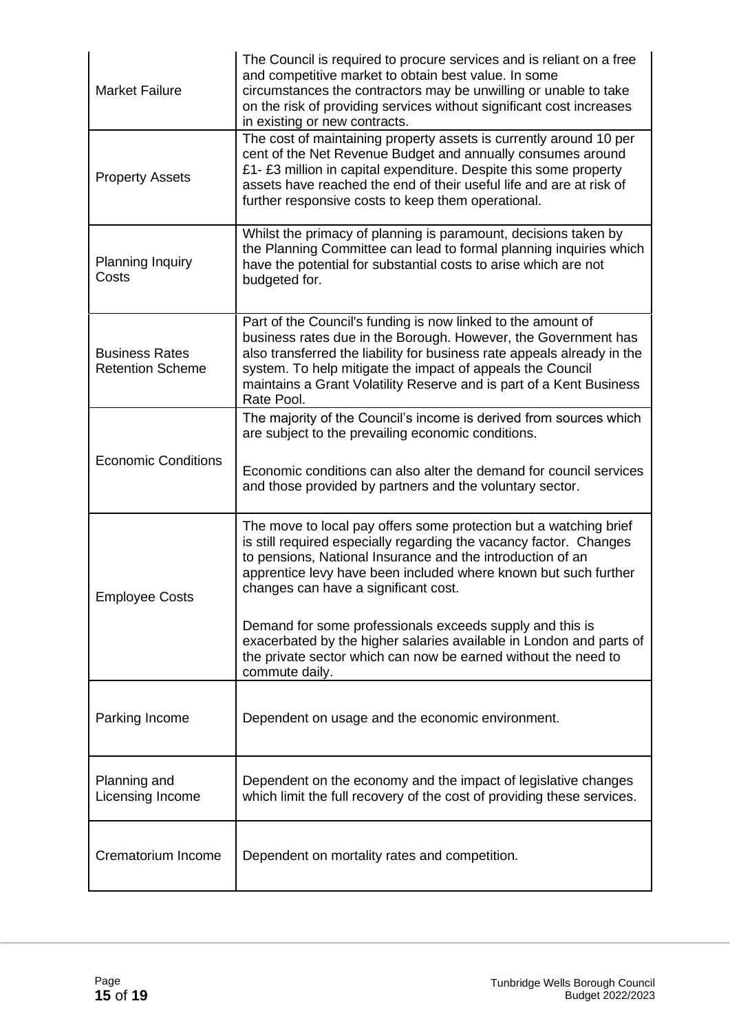| | |
|---|---|
| Market Failure | The Council is required to procure services and is reliant on a free and competitive market to obtain best value. In some circumstances the contractors may be unwilling or unable to take on the risk of providing services without significant cost increases in existing or new contracts. |
| Property Assets | The cost of maintaining property assets is currently around 10 per cent of the Net Revenue Budget and annually consumes around £1- £3 million in capital expenditure. Despite this some property assets have reached the end of their useful life and are at risk of further responsive costs to keep them operational. |
| Planning Inquiry Costs | Whilst the primacy of planning is paramount, decisions taken by the Planning Committee can lead to formal planning inquiries which have the potential for substantial costs to arise which are not budgeted for. |
| Business Rates Retention Scheme | Part of the Council's funding is now linked to the amount of business rates due in the Borough. However, the Government has also transferred the liability for business rate appeals already in the system. To help mitigate the impact of appeals the Council maintains a Grant Volatility Reserve and is part of a Kent Business Rate Pool. |
| Economic Conditions | The majority of the Council's income is derived from sources which are subject to the prevailing economic conditions.<br><br>Economic conditions can also alter the demand for council services and those provided by partners and the voluntary sector. |
| Employee Costs | The move to local pay offers some protection but a watching brief is still required especially regarding the vacancy factor. Changes to pensions, National Insurance and the introduction of an apprentice levy have been included where known but such further changes can have a significant cost.<br><br>Demand for some professionals exceeds supply and this is exacerbated by the higher salaries available in London and parts of the private sector which can now be earned without the need to commute daily. |
| Parking Income | Dependent on usage and the economic environment. |
| Planning and Licensing Income | Dependent on the economy and the impact of legislative changes which limit the full recovery of the cost of providing these services. |
| Crematorium Income | Dependent on mortality rates and competition. |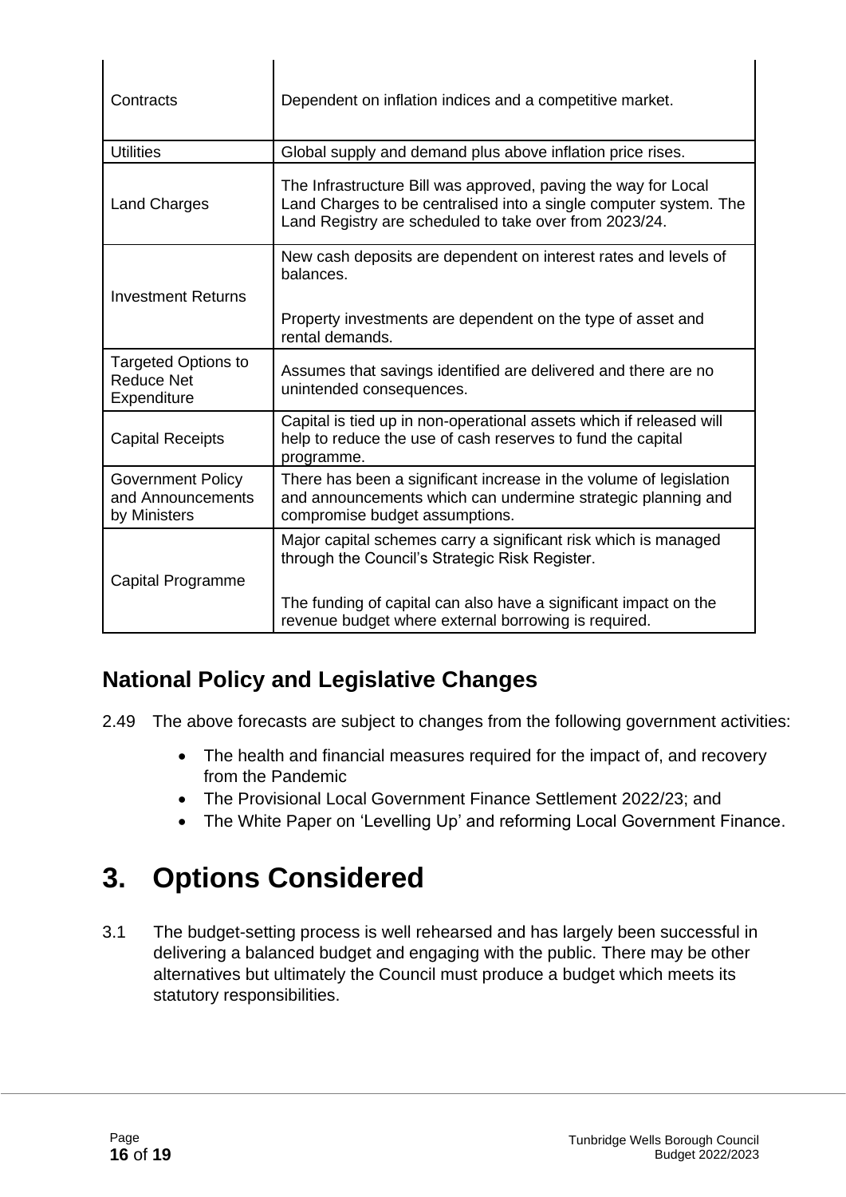| | |
|---|---|
| Contracts | Dependent on inflation indices and a competitive market. |
| Utilities | Global supply and demand plus above inflation price rises. |
| Land Charges | The Infrastructure Bill was approved, paving the way for Local Land Charges to be centralised into a single computer system. The Land Registry are scheduled to take over from 2023/24. |
| Investment Returns | New cash deposits are dependent on interest rates and levels of balances.<br><br>Property investments are dependent on the type of asset and rental demands. |
| Targeted Options to Reduce Net Expenditure | Assumes that savings identified are delivered and there are no unintended consequences. |
| Capital Receipts | Capital is tied up in non-operational assets which if released will help to reduce the use of cash reserves to fund the capital programme. |
| Government Policy and Announcements by Ministers | There has been a significant increase in the volume of legislation and announcements which can undermine strategic planning and compromise budget assumptions. |
| Capital Programme | Major capital schemes carry a significant risk which is managed through the Council's Strategic Risk Register.<br><br>The funding of capital can also have a significant impact on the revenue budget where external borrowing is required. |

## National Policy and Legislative Changes

2.49 The above forecasts are subject to changes from the following government activities:

- The health and financial measures required for the impact of, and recovery from the Pandemic
- The Provisional Local Government Finance Settlement 2022/23; and
- The White Paper on 'Levelling Up' and reforming Local Government Finance.

# 3. Options Considered

3.1 The budget-setting process is well rehearsed and has largely been successful in delivering a balanced budget and engaging with the public. There may be other alternatives but ultimately the Council must produce a budget which meets its statutory responsibilities.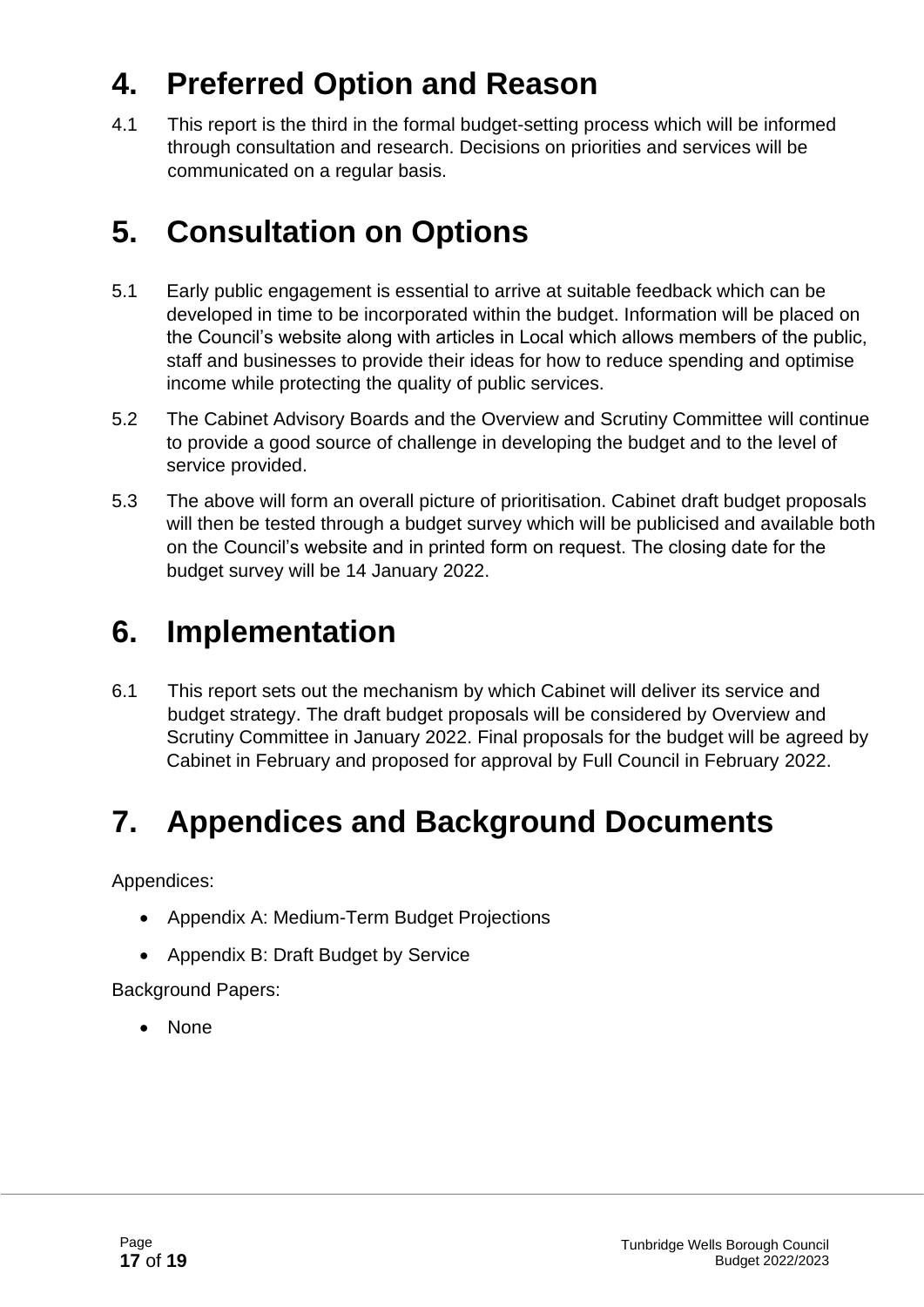# 4. Preferred Option and Reason

4.1 This report is the third in the formal budget-setting process which will be informed through consultation and research. Decisions on priorities and services will be communicated on a regular basis.

# 5. Consultation on Options

5.1 Early public engagement is essential to arrive at suitable feedback which can be developed in time to be incorporated within the budget. Information will be placed on the Council's website along with articles in Local which allows members of the public, staff and businesses to provide their ideas for how to reduce spending and optimise income while protecting the quality of public services.

5.2 The Cabinet Advisory Boards and the Overview and Scrutiny Committee will continue to provide a good source of challenge in developing the budget and to the level of service provided.

5.3 The above will form an overall picture of prioritisation. Cabinet draft budget proposals will then be tested through a budget survey which will be publicised and available both on the Council's website and in printed form on request. The closing date for the budget survey will be 14 January 2022.

# 6. Implementation

6.1 This report sets out the mechanism by which Cabinet will deliver its service and budget strategy. The draft budget proposals will be considered by Overview and Scrutiny Committee in January 2022. Final proposals for the budget will be agreed by Cabinet in February and proposed for approval by Full Council in February 2022.

# 7. Appendices and Background Documents

Appendices:

- Appendix A: Medium-Term Budget Projections
- Appendix B: Draft Budget by Service

Background Papers:

- None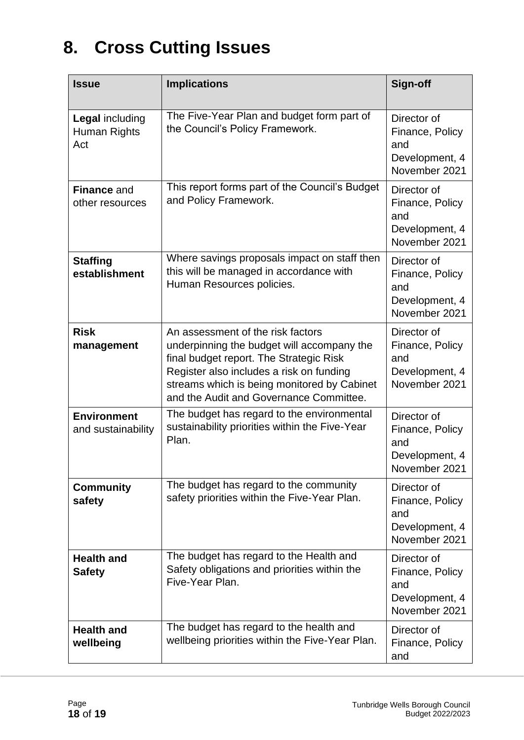# 8. Cross Cutting Issues

| Issue | Implications | Sign-off |
| --- | --- | --- |
| **Legal** including Human Rights Act | The Five-Year Plan and budget form part of the Council's Policy Framework. | Director of Finance, Policy and Development, 4 November 2021 |
| **Finance** and other resources | This report forms part of the Council's Budget and Policy Framework. | Director of Finance, Policy and Development, 4 November 2021 |
| **Staffing establishment** | Where savings proposals impact on staff then this will be managed in accordance with Human Resources policies. | Director of Finance, Policy and Development, 4 November 2021 |
| **Risk management** | An assessment of the risk factors underpinning the budget will accompany the final budget report. The Strategic Risk Register also includes a risk on funding streams which is being monitored by Cabinet and the Audit and Governance Committee. | Director of Finance, Policy and Development, 4 November 2021 |
| **Environment** and sustainability | The budget has regard to the environmental sustainability priorities within the Five-Year Plan. | Director of Finance, Policy and Development, 4 November 2021 |
| **Community safety** | The budget has regard to the community safety priorities within the Five-Year Plan. | Director of Finance, Policy and Development, 4 November 2021 |
| **Health and Safety** | The budget has regard to the Health and Safety obligations and priorities within the Five-Year Plan. | Director of Finance, Policy and Development, 4 November 2021 |
| **Health and wellbeing** | The budget has regard to the health and wellbeing priorities within the Five-Year Plan. | Director of Finance, Policy and |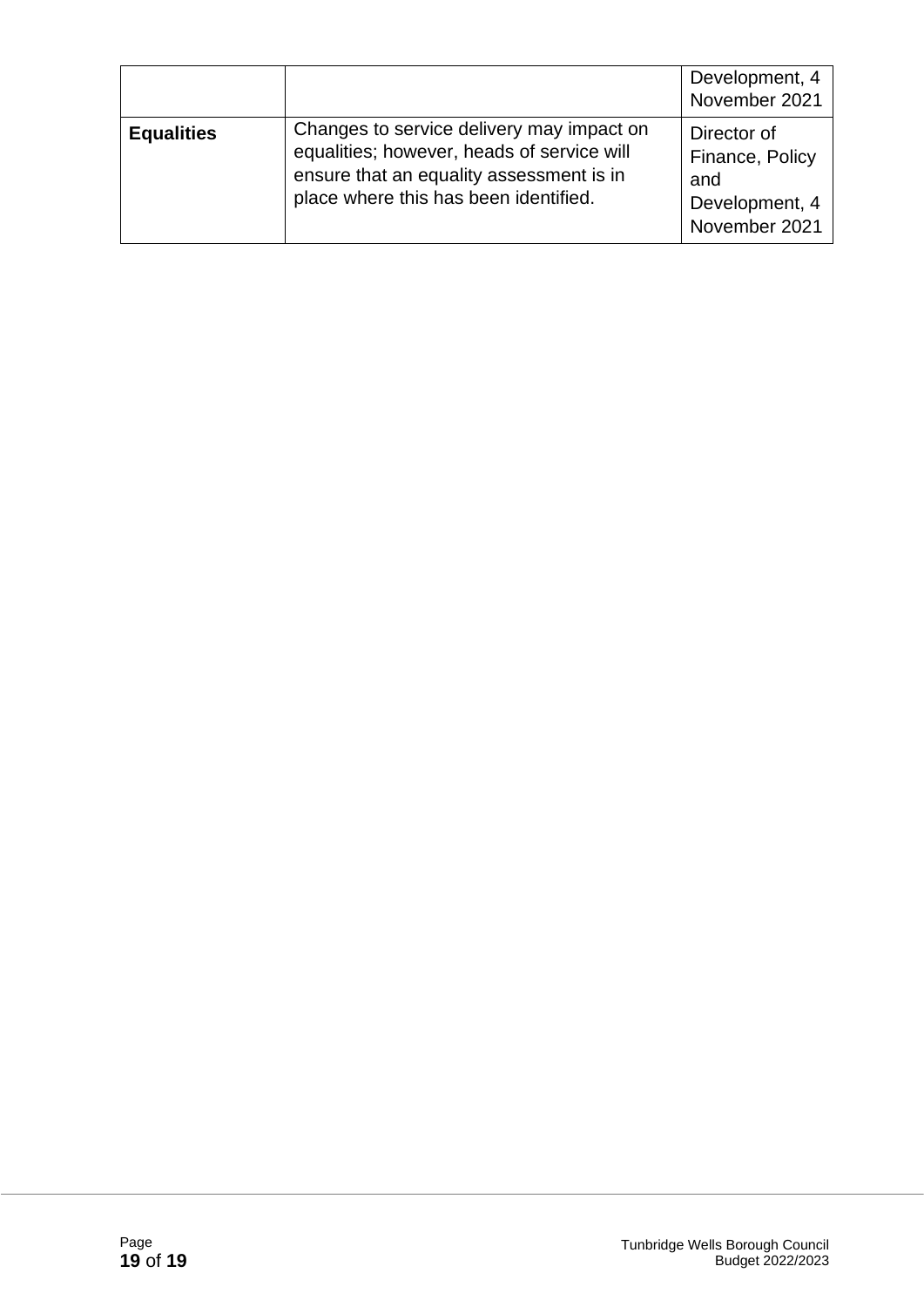| | | |
|---|---|---|
| | | Development, 4 November 2021 |
| **Equalities** | Changes to service delivery may impact on equalities; however, heads of service will ensure that an equality assessment is in place where this has been identified. | Director of Finance, Policy and Development, 4 November 2021 |